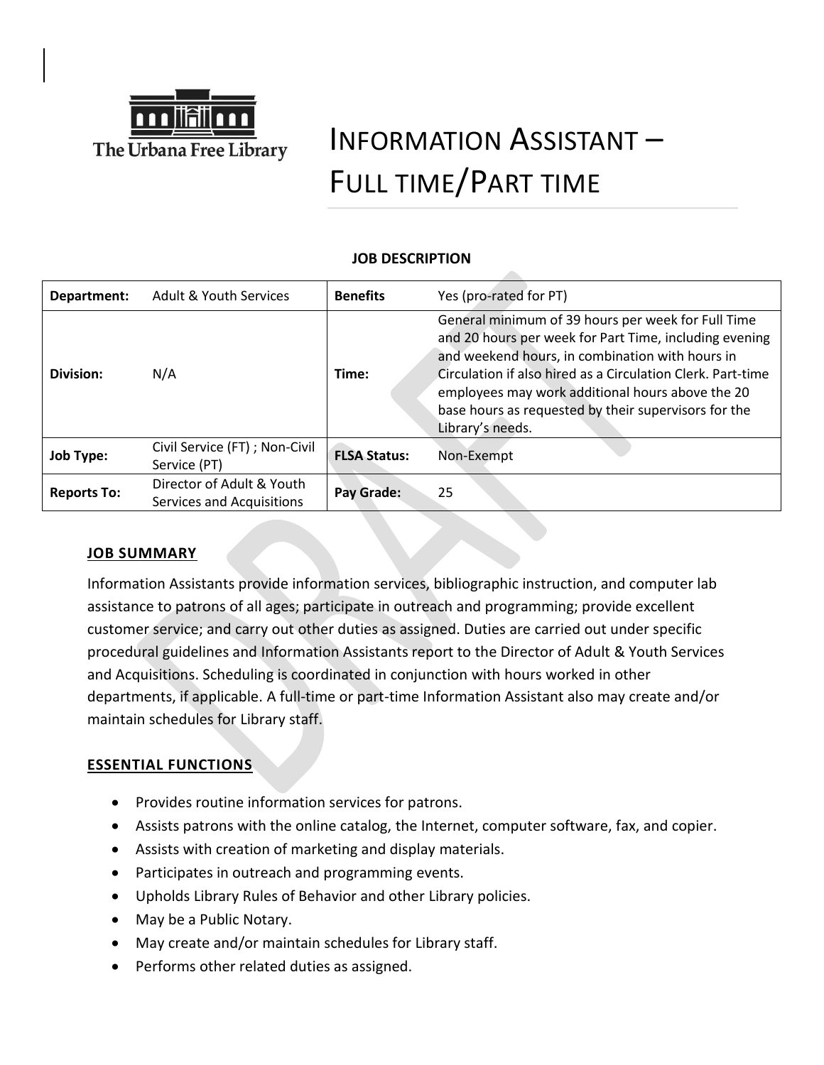The Urbana Free Library

# Information Assistant – Full time/Part time

**JOB DESCRIPTION**

| **Department:** | Adult & Youth Services | **Benefits** | Yes (pro-rated for PT) |
|---|---|---|---|
| **Division:** | N/A | **Time:** | General minimum of 39 hours per week for Full Time and 20 hours per week for Part Time, including evening and weekend hours, in combination with hours in Circulation if also hired as a Circulation Clerk. Part-time employees may work additional hours above the 20 base hours as requested by their supervisors for the Library's needs. |
| **Job Type:** | Civil Service (FT) ; Non-Civil Service (PT) | **FLSA Status:** | Non-Exempt |
| **Reports To:** | Director of Adult & Youth Services and Acquisitions | **Pay Grade:** | 25 |

## JOB SUMMARY

Information Assistants provide information services, bibliographic instruction, and computer lab assistance to patrons of all ages; participate in outreach and programming; provide excellent customer service; and carry out other duties as assigned. Duties are carried out under specific procedural guidelines and Information Assistants report to the Director of Adult & Youth Services and Acquisitions. Scheduling is coordinated in conjunction with hours worked in other departments, if applicable. A full-time or part-time Information Assistant also may create and/or maintain schedules for Library staff.

## ESSENTIAL FUNCTIONS

- Provides routine information services for patrons.
- Assists patrons with the online catalog, the Internet, computer software, fax, and copier.
- Assists with creation of marketing and display materials.
- Participates in outreach and programming events.
- Upholds Library Rules of Behavior and other Library policies.
- May be a Public Notary.
- May create and/or maintain schedules for Library staff.
- Performs other related duties as assigned.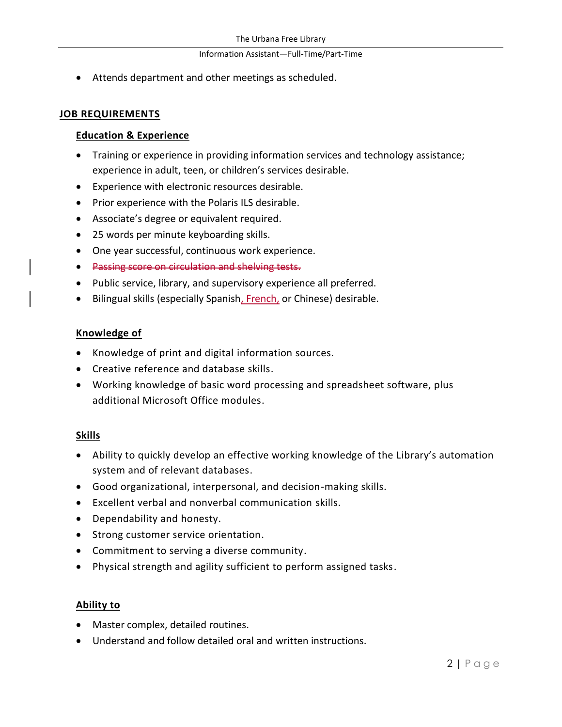- Attends department and other meetings as scheduled.

## JOB REQUIREMENTS

### Education & Experience

- Training or experience in providing information services and technology assistance; experience in adult, teen, or children's services desirable.
- Experience with electronic resources desirable.
- Prior experience with the Polaris ILS desirable.
- Associate's degree or equivalent required.
- 25 words per minute keyboarding skills.
- One year successful, continuous work experience.
- ~~Passing score on circulation and shelving tests.~~
- Public service, library, and supervisory experience all preferred.
- Bilingual skills (especially Spanish, French, or Chinese) desirable.

### Knowledge of

- Knowledge of print and digital information sources.
- Creative reference and database skills.
- Working knowledge of basic word processing and spreadsheet software, plus additional Microsoft Office modules.

### Skills

- Ability to quickly develop an effective working knowledge of the Library's automation system and of relevant databases.
- Good organizational, interpersonal, and decision-making skills.
- Excellent verbal and nonverbal communication skills.
- Dependability and honesty.
- Strong customer service orientation.
- Commitment to serving a diverse community.
- Physical strength and agility sufficient to perform assigned tasks.

### Ability to

- Master complex, detailed routines.
- Understand and follow detailed oral and written instructions.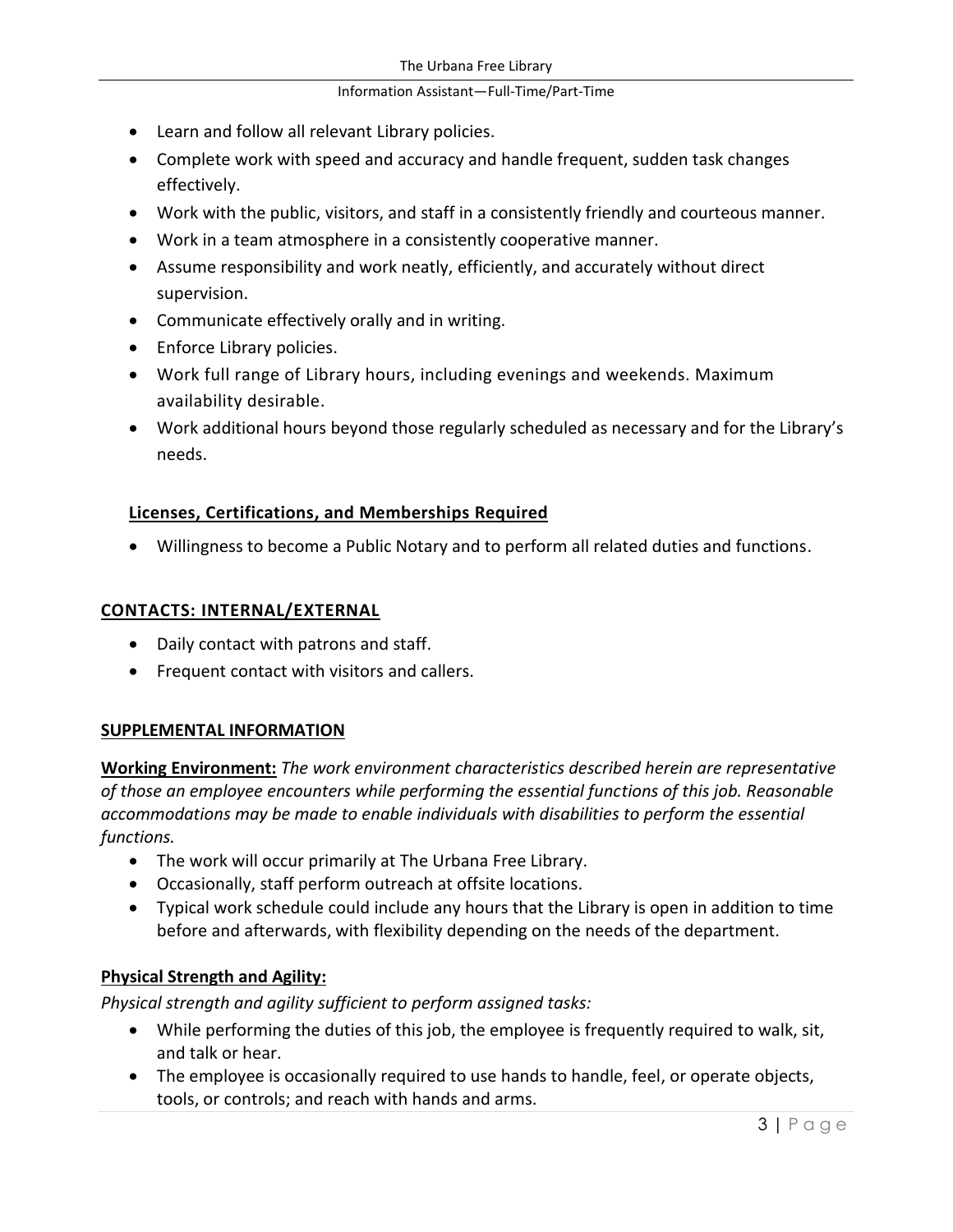- Learn and follow all relevant Library policies.
- Complete work with speed and accuracy and handle frequent, sudden task changes effectively.
- Work with the public, visitors, and staff in a consistently friendly and courteous manner.
- Work in a team atmosphere in a consistently cooperative manner.
- Assume responsibility and work neatly, efficiently, and accurately without direct supervision.
- Communicate effectively orally and in writing.
- Enforce Library policies.
- Work full range of Library hours, including evenings and weekends. Maximum availability desirable.
- Work additional hours beyond those regularly scheduled as necessary and for the Library's needs.

**Licenses, Certifications, and Memberships Required**

- Willingness to become a Public Notary and to perform all related duties and functions.

## CONTACTS: INTERNAL/EXTERNAL

- Daily contact with patrons and staff.
- Frequent contact with visitors and callers.

## SUPPLEMENTAL INFORMATION

**Working Environment:** *The work environment characteristics described herein are representative of those an employee encounters while performing the essential functions of this job. Reasonable accommodations may be made to enable individuals with disabilities to perform the essential functions.*

- The work will occur primarily at The Urbana Free Library.
- Occasionally, staff perform outreach at offsite locations.
- Typical work schedule could include any hours that the Library is open in addition to time before and afterwards, with flexibility depending on the needs of the department.

**Physical Strength and Agility:**

*Physical strength and agility sufficient to perform assigned tasks:*

- While performing the duties of this job, the employee is frequently required to walk, sit, and talk or hear.
- The employee is occasionally required to use hands to handle, feel, or operate objects, tools, or controls; and reach with hands and arms.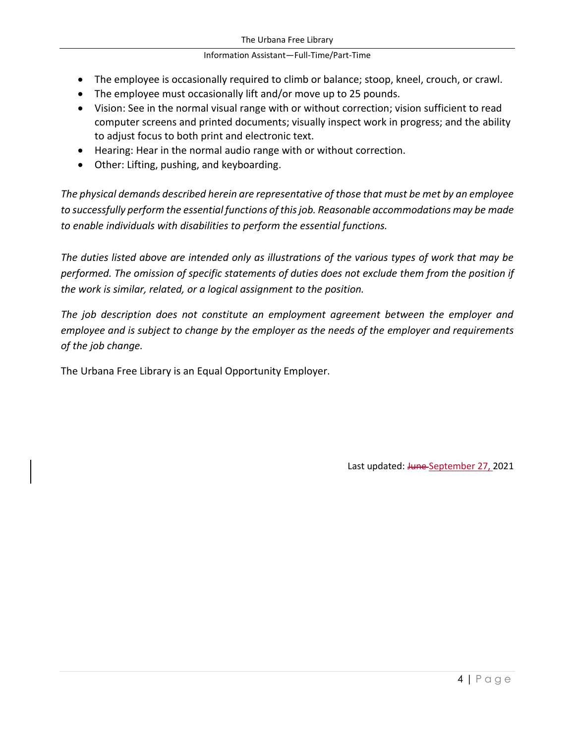- The employee is occasionally required to climb or balance; stoop, kneel, crouch, or crawl.
- The employee must occasionally lift and/or move up to 25 pounds.
- Vision: See in the normal visual range with or without correction; vision sufficient to read computer screens and printed documents; visually inspect work in progress; and the ability to adjust focus to both print and electronic text.
- Hearing: Hear in the normal audio range with or without correction.
- Other: Lifting, pushing, and keyboarding.

*The physical demands described herein are representative of those that must be met by an employee to successfully perform the essential functions of this job. Reasonable accommodations may be made to enable individuals with disabilities to perform the essential functions.*

*The duties listed above are intended only as illustrations of the various types of work that may be performed. The omission of specific statements of duties does not exclude them from the position if the work is similar, related, or a logical assignment to the position.*

*The job description does not constitute an employment agreement between the employer and employee and is subject to change by the employer as the needs of the employer and requirements of the job change.*

The Urbana Free Library is an Equal Opportunity Employer.

Last updated: ~~June~~ September 27, 2021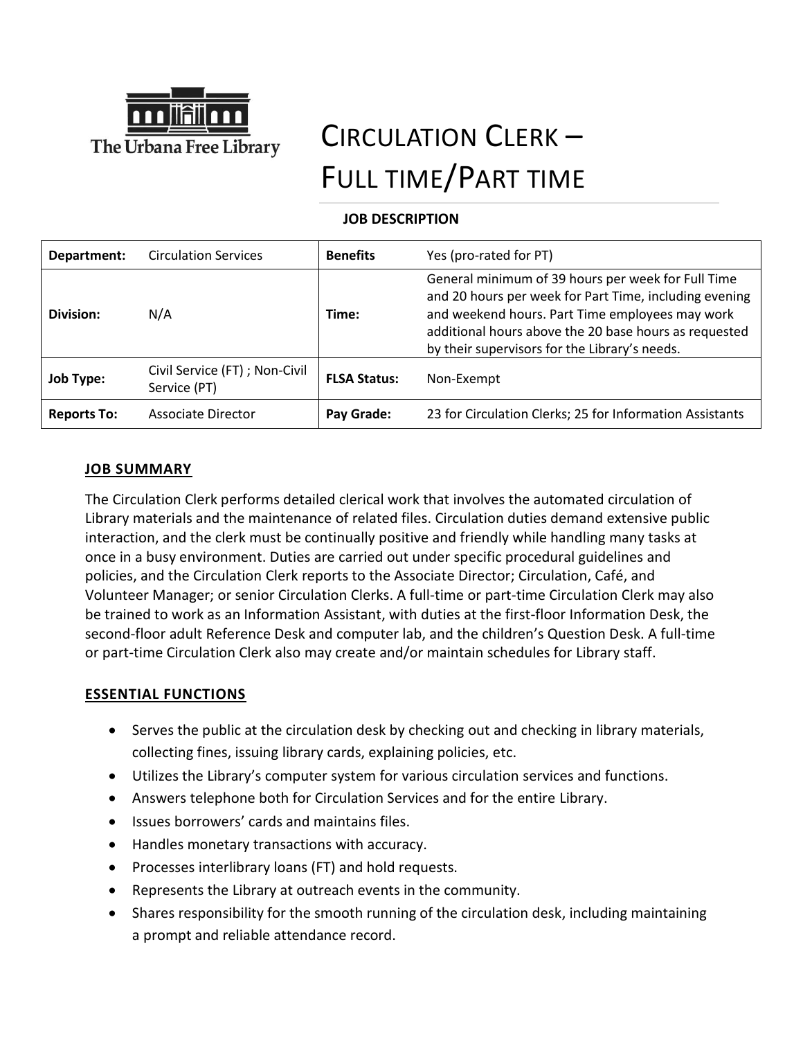The Urbana Free Library

# Circulation Clerk – Full time/Part time

**JOB DESCRIPTION**

| **Department:** | Circulation Services | **Benefits** | Yes (pro-rated for PT) |
|---|---|---|---|
| **Division:** | N/A | **Time:** | General minimum of 39 hours per week for Full Time and 20 hours per week for Part Time, including evening and weekend hours. Part Time employees may work additional hours above the 20 base hours as requested by their supervisors for the Library's needs. |
| **Job Type:** | Civil Service (FT) ; Non-Civil Service (PT) | **FLSA Status:** | Non-Exempt |
| **Reports To:** | Associate Director | **Pay Grade:** | 23 for Circulation Clerks; 25 for Information Assistants |

## JOB SUMMARY

The Circulation Clerk performs detailed clerical work that involves the automated circulation of Library materials and the maintenance of related files. Circulation duties demand extensive public interaction, and the clerk must be continually positive and friendly while handling many tasks at once in a busy environment. Duties are carried out under specific procedural guidelines and policies, and the Circulation Clerk reports to the Associate Director; Circulation, Café, and Volunteer Manager; or senior Circulation Clerks. A full-time or part-time Circulation Clerk may also be trained to work as an Information Assistant, with duties at the first-floor Information Desk, the second-floor adult Reference Desk and computer lab, and the children's Question Desk. A full-time or part-time Circulation Clerk also may create and/or maintain schedules for Library staff.

## ESSENTIAL FUNCTIONS

- Serves the public at the circulation desk by checking out and checking in library materials, collecting fines, issuing library cards, explaining policies, etc.
- Utilizes the Library's computer system for various circulation services and functions.
- Answers telephone both for Circulation Services and for the entire Library.
- Issues borrowers' cards and maintains files.
- Handles monetary transactions with accuracy.
- Processes interlibrary loans (FT) and hold requests.
- Represents the Library at outreach events in the community.
- Shares responsibility for the smooth running of the circulation desk, including maintaining a prompt and reliable attendance record.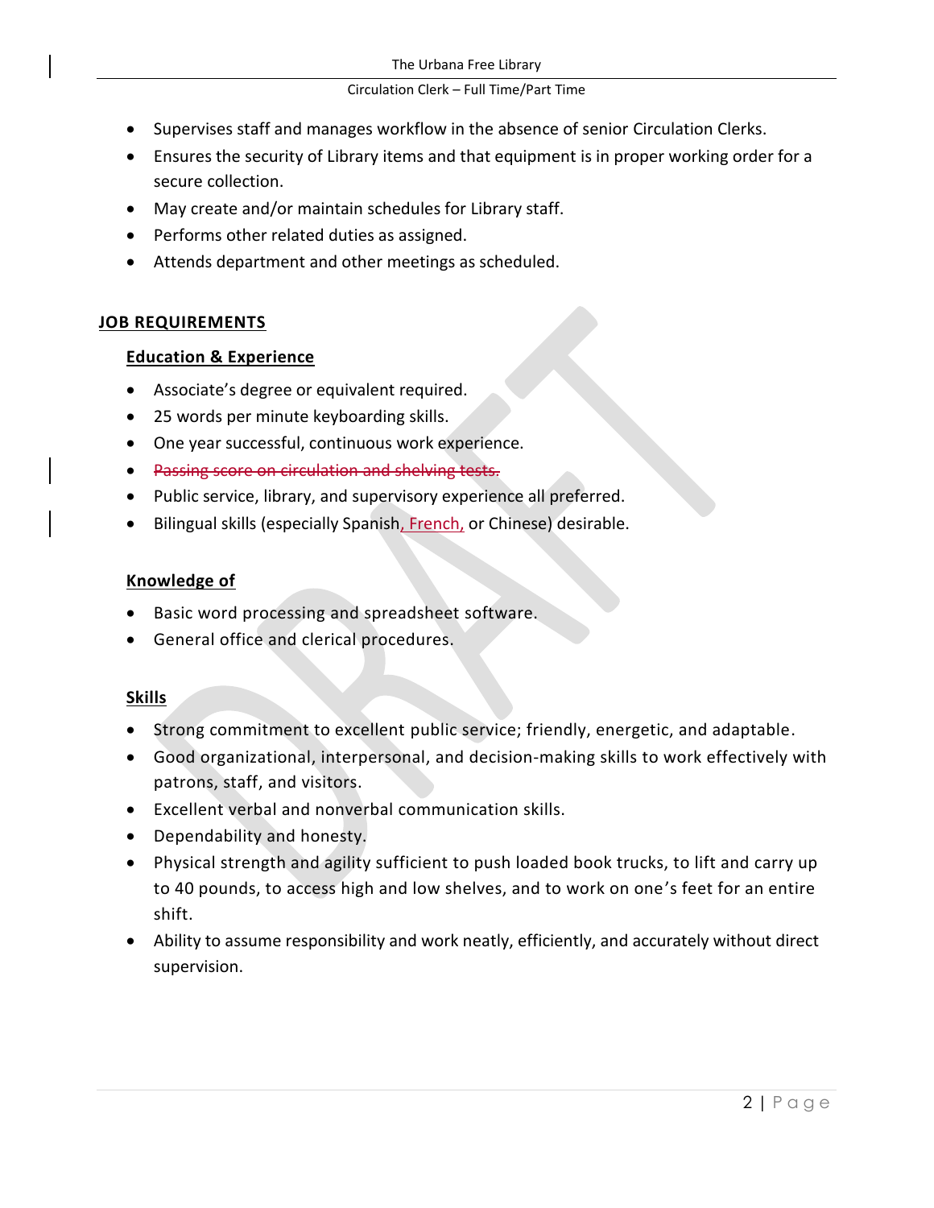- Supervises staff and manages workflow in the absence of senior Circulation Clerks.
- Ensures the security of Library items and that equipment is in proper working order for a secure collection.
- May create and/or maintain schedules for Library staff.
- Performs other related duties as assigned.
- Attends department and other meetings as scheduled.

## JOB REQUIREMENTS

### Education & Experience

- Associate's degree or equivalent required.
- 25 words per minute keyboarding skills.
- One year successful, continuous work experience.
- ~~Passing score on circulation and shelving tests.~~
- Public service, library, and supervisory experience all preferred.
- Bilingual skills (especially Spanish, French, or Chinese) desirable.

### Knowledge of

- Basic word processing and spreadsheet software.
- General office and clerical procedures.

### Skills

- Strong commitment to excellent public service; friendly, energetic, and adaptable.
- Good organizational, interpersonal, and decision-making skills to work effectively with patrons, staff, and visitors.
- Excellent verbal and nonverbal communication skills.
- Dependability and honesty.
- Physical strength and agility sufficient to push loaded book trucks, to lift and carry up to 40 pounds, to access high and low shelves, and to work on one's feet for an entire shift.
- Ability to assume responsibility and work neatly, efficiently, and accurately without direct supervision.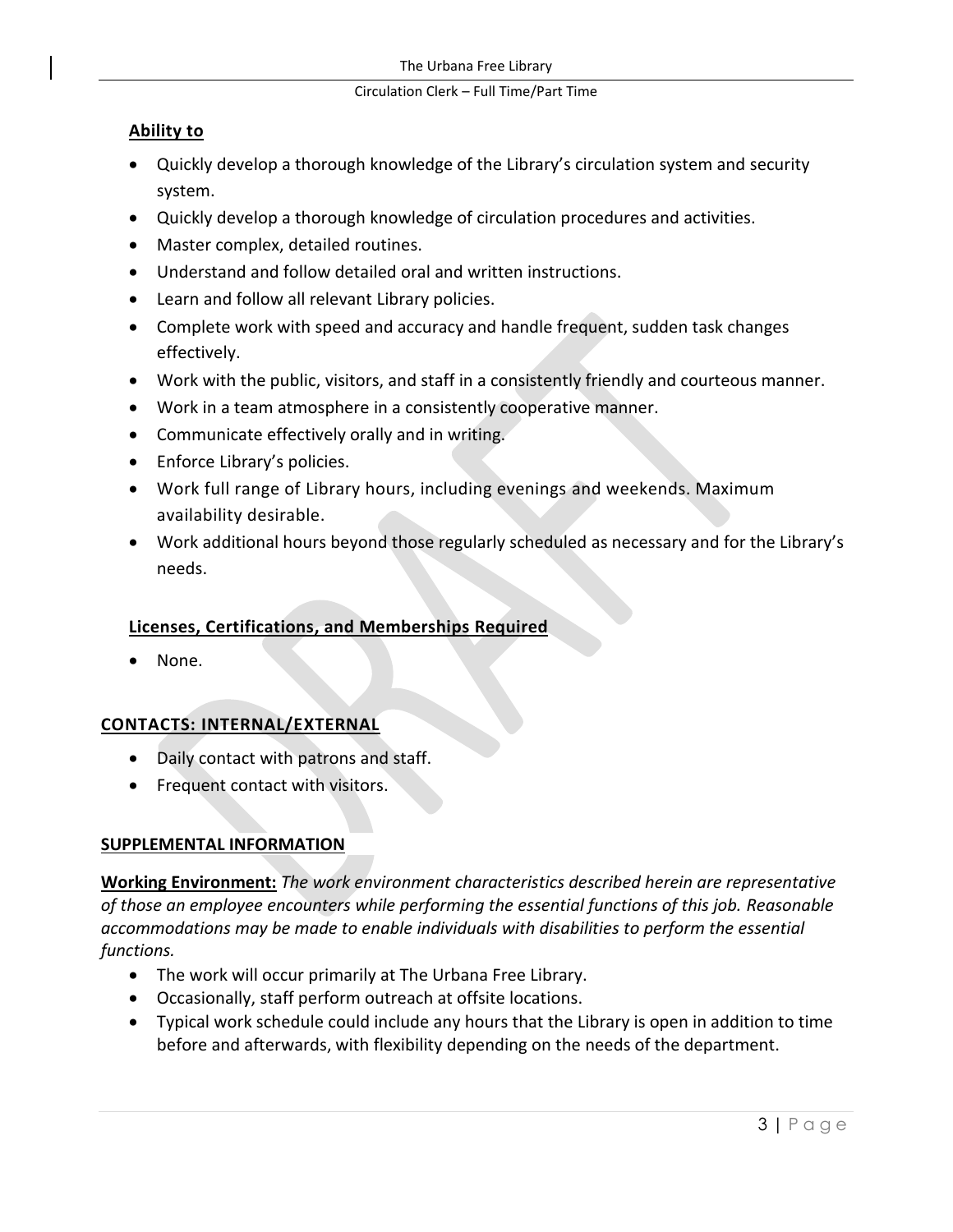**Ability to**

- Quickly develop a thorough knowledge of the Library's circulation system and security system.
- Quickly develop a thorough knowledge of circulation procedures and activities.
- Master complex, detailed routines.
- Understand and follow detailed oral and written instructions.
- Learn and follow all relevant Library policies.
- Complete work with speed and accuracy and handle frequent, sudden task changes effectively.
- Work with the public, visitors, and staff in a consistently friendly and courteous manner.
- Work in a team atmosphere in a consistently cooperative manner.
- Communicate effectively orally and in writing.
- Enforce Library's policies.
- Work full range of Library hours, including evenings and weekends. Maximum availability desirable.
- Work additional hours beyond those regularly scheduled as necessary and for the Library's needs.

**Licenses, Certifications, and Memberships Required**

- None.

## CONTACTS: INTERNAL/EXTERNAL

- Daily contact with patrons and staff.
- Frequent contact with visitors.

## SUPPLEMENTAL INFORMATION

**Working Environment:** *The work environment characteristics described herein are representative of those an employee encounters while performing the essential functions of this job. Reasonable accommodations may be made to enable individuals with disabilities to perform the essential functions.*

- The work will occur primarily at The Urbana Free Library.
- Occasionally, staff perform outreach at offsite locations.
- Typical work schedule could include any hours that the Library is open in addition to time before and afterwards, with flexibility depending on the needs of the department.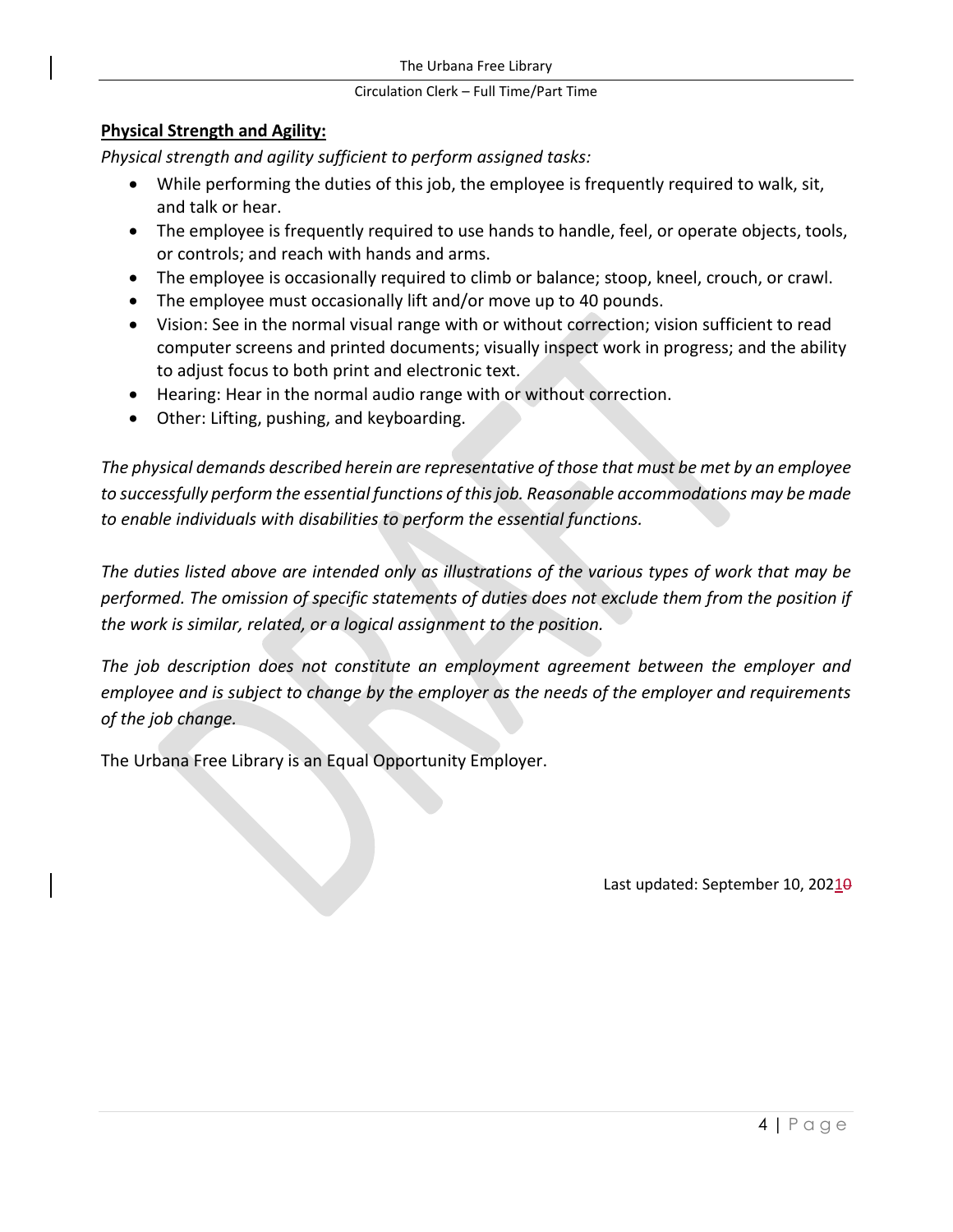**Physical Strength and Agility:**

*Physical strength and agility sufficient to perform assigned tasks:*

- While performing the duties of this job, the employee is frequently required to walk, sit, and talk or hear.
- The employee is frequently required to use hands to handle, feel, or operate objects, tools, or controls; and reach with hands and arms.
- The employee is occasionally required to climb or balance; stoop, kneel, crouch, or crawl.
- The employee must occasionally lift and/or move up to 40 pounds.
- Vision: See in the normal visual range with or without correction; vision sufficient to read computer screens and printed documents; visually inspect work in progress; and the ability to adjust focus to both print and electronic text.
- Hearing: Hear in the normal audio range with or without correction.
- Other: Lifting, pushing, and keyboarding.

*The physical demands described herein are representative of those that must be met by an employee to successfully perform the essential functions of this job. Reasonable accommodations may be made to enable individuals with disabilities to perform the essential functions.*

*The duties listed above are intended only as illustrations of the various types of work that may be performed. The omission of specific statements of duties does not exclude them from the position if the work is similar, related, or a logical assignment to the position.*

*The job description does not constitute an employment agreement between the employer and employee and is subject to change by the employer as the needs of the employer and requirements of the job change.*

The Urbana Free Library is an Equal Opportunity Employer.

Last updated: September 10, 202~~0~~1